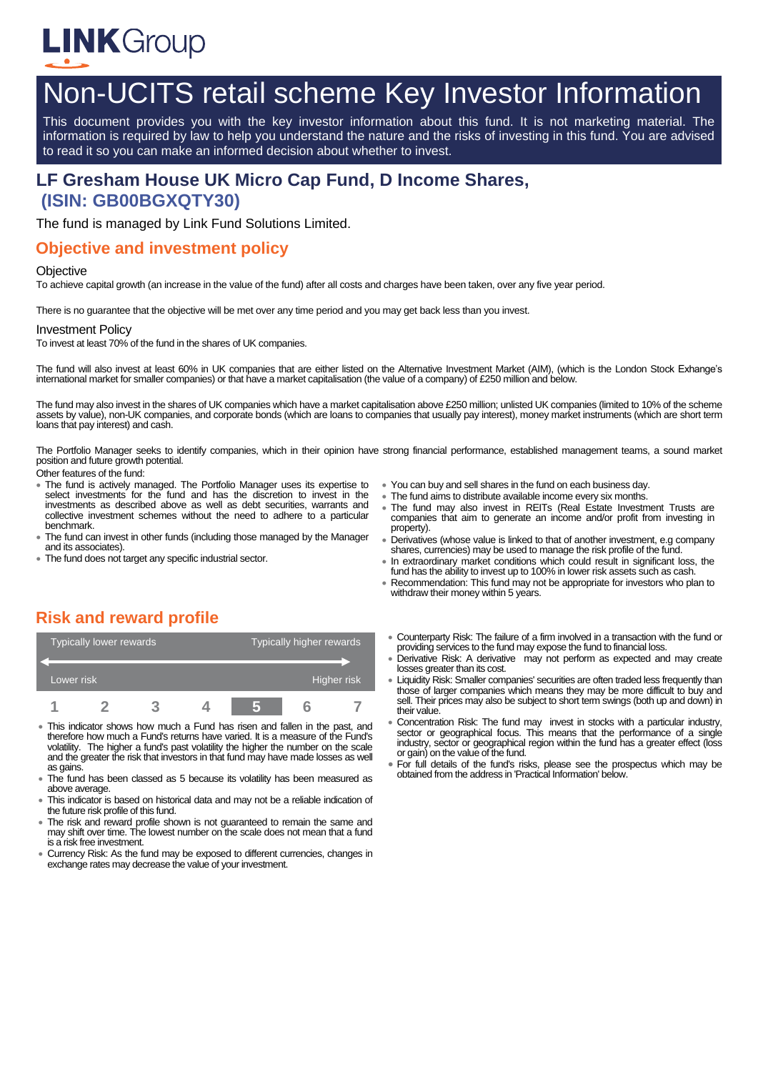LINKGroup

# Non-UCITS retail scheme Key Investor Information

This document provides you with the key investor information about this fund. It is not marketing material. The information is required by law to help you understand the nature and the risks of investing in this fund. You are advised to read it so you can make an informed decision about whether to invest.

## LF Gresham House UK Micro Cap Fund, D Income Shares, (ISIN: GB00BGXQTY30)

The fund is managed by Link Fund Solutions Limited.

## Objective and investment policy

### Objective

To achieve capital growth (an increase in the value of the fund) after all costs and charges have been taken, over any five year period.

There is no guarantee that the objective will be met over any time period and you may get back less than you invest.

### Investment Policy

To invest at least 70% of the fund in the shares of UK companies.

The fund will also invest at least 60% in UK companies that are either listed on the Alternative Investment Market (AIM), (which is the London Stock Exhange's international market for smaller companies) or that have a market capitalisation (the value of a company) of £250 million and below.

The fund may also invest in the shares of UK companies which have a market capitalisation above £250 million; unlisted UK companies (limited to 10% of the scheme assets by value), non-UK companies, and corporate bonds (which are loans to companies that usually pay interest), money market instruments (which are short term loans that pay interest) and cash.

The Portfolio Manager seeks to identify companies, which in their opinion have strong financial performance, established management teams, a sound market position and future growth potential.

Other features of the fund:

- The fund is actively managed. The Portfolio Manager uses its expertise to select investments for the fund and has the discretion to invest in the investments as described above as well as debt securities, warrants and collective investment schemes without the need to adhere to a particular benchmark.
- The fund can invest in other funds (including those managed by the Manager and its associates).
- The fund does not target any specific industrial sector.
- You can buy and sell shares in the fund on each business day.
- The fund aims to distribute available income every six months.
- The fund may also invest in REITs (Real Estate Investment Trusts are companies that aim to generate an income and/or profit from investing in property).
- Derivatives (whose value is linked to that of another investment, e.g company shares, currencies) may be used to manage the risk profile of the fund.
- In extraordinary market conditions which could result in significant loss, the fund has the ability to invest up to 100% in lower risk assets such as cash.
- Recommendation: This fund may not be appropriate for investors who plan to withdraw their money within 5 years.

## Risk and reward profile

| Typically lower rewards | | | | | | Typically higher rewards |
|---|---|---|---|---|---|---|
| Lower risk | | | | | | Higher risk |
| 1 | 2 | 3 | 4 | **5** | 6 | 7 |

- This indicator shows how much a Fund has risen and fallen in the past, and therefore how much a Fund's returns have varied. It is a measure of the Fund's volatility. The higher a fund's past volatility the higher the number on the scale and the greater the risk that investors in that fund may have made losses as well as gains.
- The fund has been classed as 5 because its volatility has been measured as above average.
- This indicator is based on historical data and may not be a reliable indication of the future risk profile of this fund.
- The risk and reward profile shown is not guaranteed to remain the same and may shift over time. The lowest number on the scale does not mean that a fund is a risk free investment.
- Currency Risk: As the fund may be exposed to different currencies, changes in exchange rates may decrease the value of your investment.
- Counterparty Risk: The failure of a firm involved in a transaction with the fund or providing services to the fund may expose the fund to financial loss.
- Derivative Risk: A derivative may not perform as expected and may create losses greater than its cost.
- Liquidity Risk: Smaller companies' securities are often traded less frequently than those of larger companies which means they may be more difficult to buy and sell. Their prices may also be subject to short term swings (both up and down) in their value.
- Concentration Risk: The fund may invest in stocks with a particular industry, sector or geographical focus. This means that the performance of a single industry, sector or geographical region within the fund has a greater effect (loss or gain) on the value of the fund.
- For full details of the fund's risks, please see the prospectus which may be obtained from the address in 'Practical Information' below.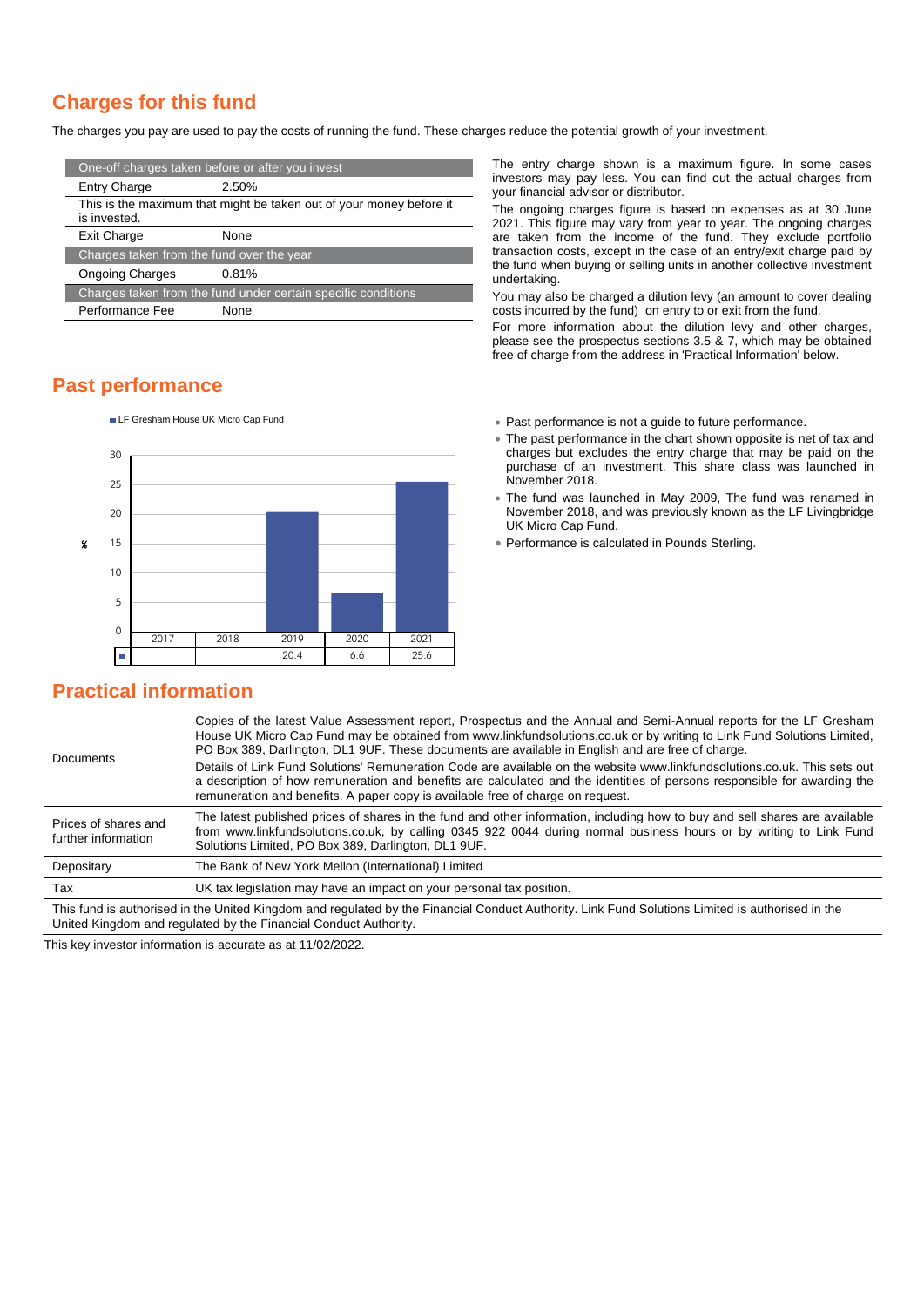## Charges for this fund

The charges you pay are used to pay the costs of running the fund. These charges reduce the potential growth of your investment.

| One-off charges taken before or after you invest | |
|---|---|
| Entry Charge | 2.50% |
| This is the maximum that might be taken out of your money before it is invested. | |
| Exit Charge | None |
| **Charges taken from the fund over the year** | |
| Ongoing Charges | 0.81% |
| **Charges taken from the fund under certain specific conditions** | |
| Performance Fee | None |

The entry charge shown is a maximum figure. In some cases investors may pay less. You can find out the actual charges from your financial advisor or distributor.

The ongoing charges figure is based on expenses as at 30 June 2021. This figure may vary from year to year. The ongoing charges are taken from the income of the fund. They exclude portfolio transaction costs, except in the case of an entry/exit charge paid by the fund when buying or selling units in another collective investment undertaking.

You may also be charged a dilution levy (an amount to cover dealing costs incurred by the fund) on entry to or exit from the fund.

For more information about the dilution levy and other charges, please see the prospectus sections 3.5 & 7, which may be obtained free of charge from the address in 'Practical Information' below.

## Past performance

LF Gresham House UK Micro Cap Fund

%

30
25
20
15
10
5
0

2017 2018 2019 2020 2021

20.4 6.6 25.6

- Past performance is not a guide to future performance.
- The past performance in the chart shown opposite is net of tax and charges but excludes the entry charge that may be paid on the purchase of an investment. This share class was launched in November 2018.
- The fund was launched in May 2009, The fund was renamed in November 2018, and was previously known as the LF Livingbridge UK Micro Cap Fund.
- Performance is calculated in Pounds Sterling.

## Practical information

| | |
|---|---|
| Documents | Copies of the latest Value Assessment report, Prospectus and the Annual and Semi-Annual reports for the LF Gresham House UK Micro Cap Fund may be obtained from www.linkfundsolutions.co.uk or by writing to Link Fund Solutions Limited, PO Box 389, Darlington, DL1 9UF. These documents are available in English and are free of charge.<br>Details of Link Fund Solutions' Remuneration Code are available on the website www.linkfundsolutions.co.uk. This sets out a description of how remuneration and benefits are calculated and the identities of persons responsible for awarding the remuneration and benefits. A paper copy is available free of charge on request. |
| Prices of shares and further information | The latest published prices of shares in the fund and other information, including how to buy and sell shares are available from www.linkfundsolutions.co.uk, by calling 0345 922 0044 during normal business hours or by writing to Link Fund Solutions Limited, PO Box 389, Darlington, DL1 9UF. |
| Depositary | The Bank of New York Mellon (International) Limited |
| Tax | UK tax legislation may have an impact on your personal tax position. |

This fund is authorised in the United Kingdom and regulated by the Financial Conduct Authority. Link Fund Solutions Limited is authorised in the United Kingdom and regulated by the Financial Conduct Authority.

This key investor information is accurate as at 11/02/2022.